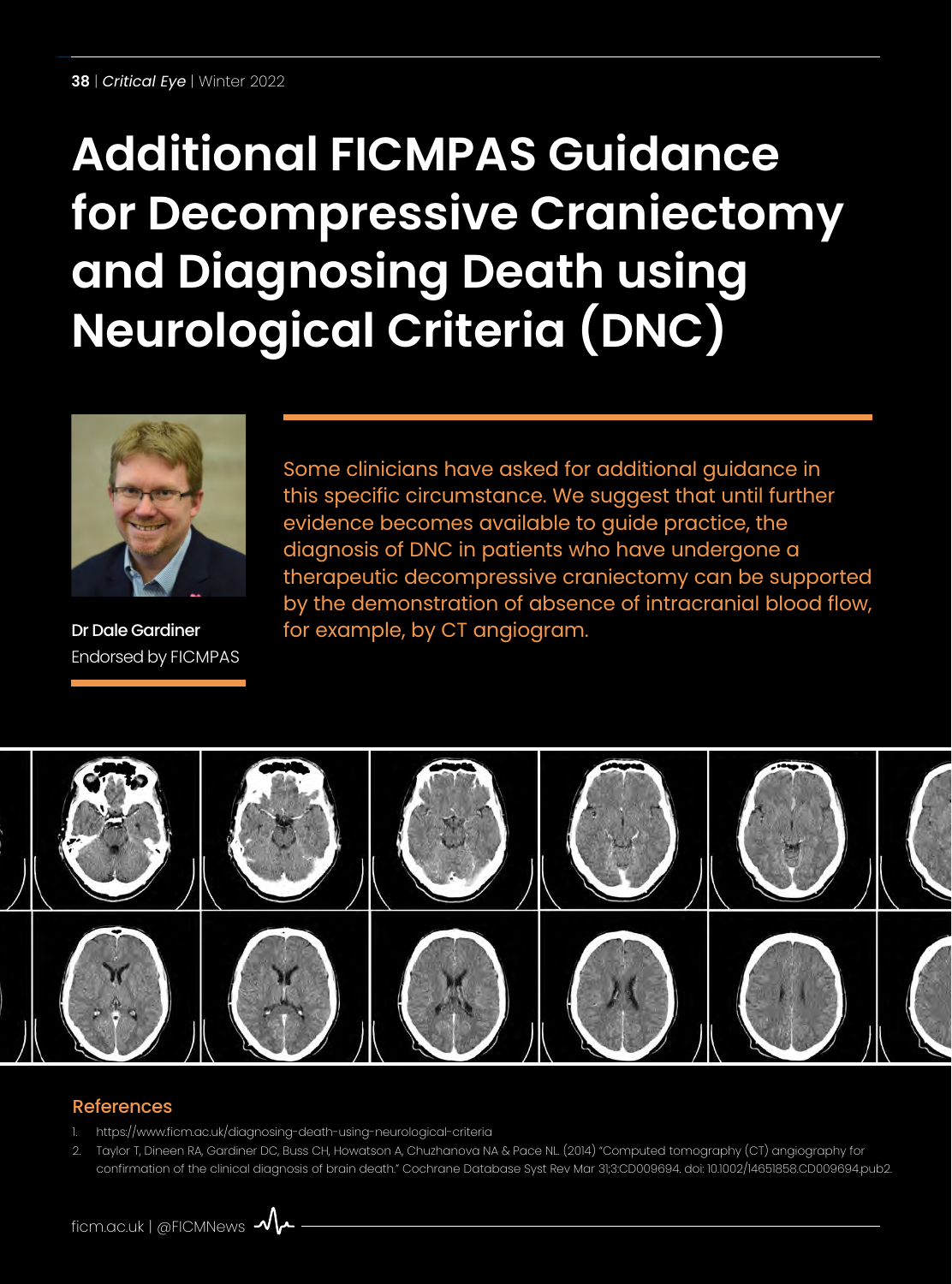# Additional FICMPAS Guidance for Decompressive Craniectomy and Diagnosing Death using Neurological Criteria (DNC)

**Dr Dale Gardiner**
Endorsed by FICMPAS

Some clinicians have asked for additional guidance in this specific circumstance. We suggest that until further evidence becomes available to guide practice, the diagnosis of DNC in patients who have undergone a therapeutic decompressive craniectomy can be supported by the demonstration of absence of intracranial blood flow, for example, by CT angiogram.

## References

1. https://www.ficm.ac.uk/diagnosing-death-using-neurological-criteria
2. Taylor T, Dineen RA, Gardiner DC, Buss CH, Howatson A, Chuzhanova NA & Pace NL (2014) "Computed tomography (CT) angiography for confirmation of the clinical diagnosis of brain death." Cochrane Database Syst Rev Mar 31;3:CD009694. doi: 10.1002/14651858.CD009694.pub2.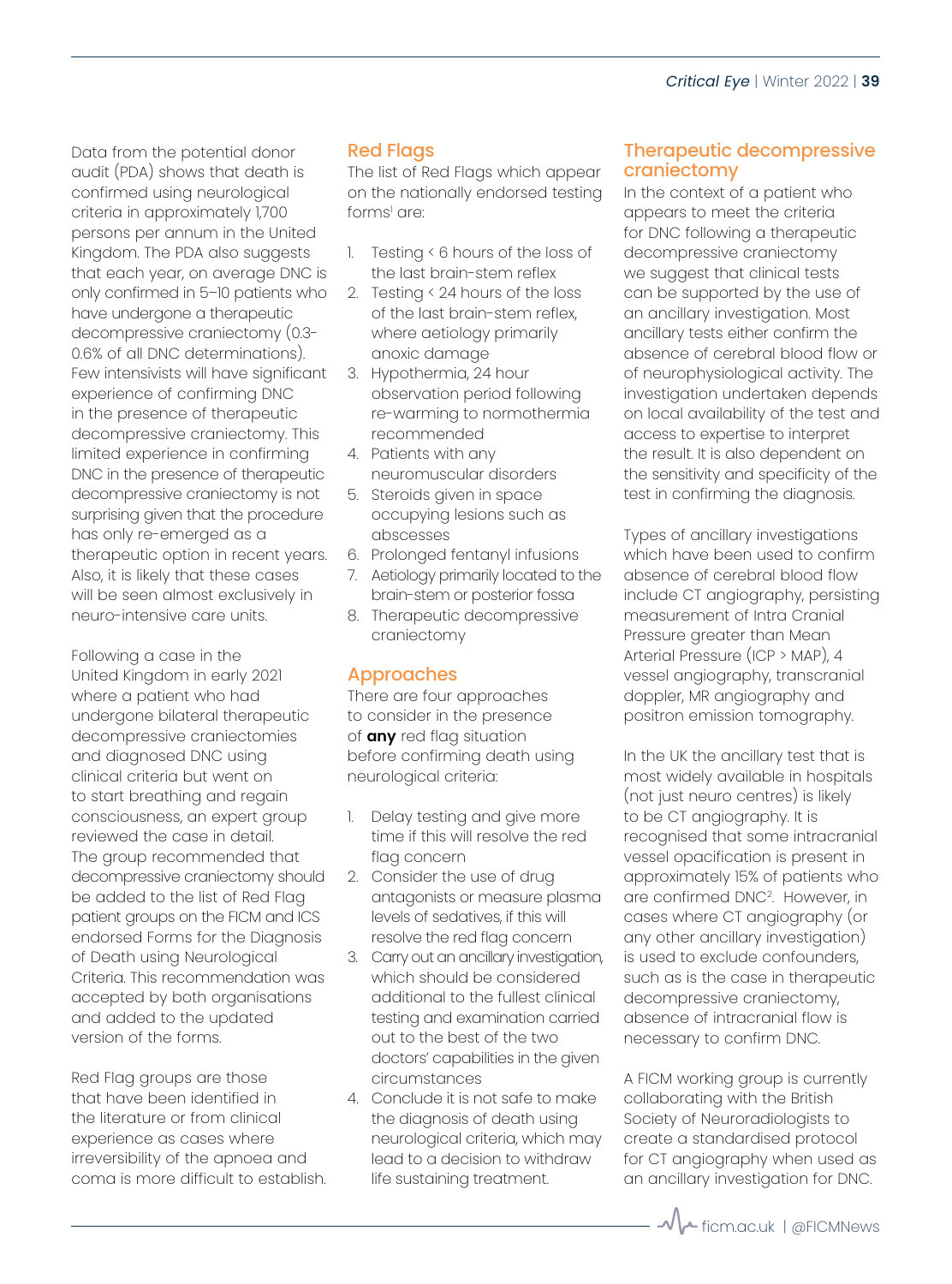Data from the potential donor audit (PDA) shows that death is confirmed using neurological criteria in approximately 1,700 persons per annum in the United Kingdom. The PDA also suggests that each year, on average DNC is only confirmed in 5–10 patients who have undergone a therapeutic decompressive craniectomy (0.3-0.6% of all DNC determinations). Few intensivists will have significant experience of confirming DNC in the presence of therapeutic decompressive craniectomy. This limited experience in confirming DNC in the presence of therapeutic decompressive craniectomy is not surprising given that the procedure has only re-emerged as a therapeutic option in recent years. Also, it is likely that these cases will be seen almost exclusively in neuro-intensive care units.

Following a case in the United Kingdom in early 2021 where a patient who had undergone bilateral therapeutic decompressive craniectomies and diagnosed DNC using clinical criteria but went on to start breathing and regain consciousness, an expert group reviewed the case in detail. The group recommended that decompressive craniectomy should be added to the list of Red Flag patient groups on the FICM and ICS endorsed Forms for the Diagnosis of Death using Neurological Criteria. This recommendation was accepted by both organisations and added to the updated version of the forms.

Red Flag groups are those that have been identified in the literature or from clinical experience as cases where irreversibility of the apnoea and coma is more difficult to establish.

## Red Flags

The list of Red Flags which appear on the nationally endorsed testing forms[1] are:

1. Testing < 6 hours of the loss of the last brain-stem reflex
2. Testing < 24 hours of the loss of the last brain-stem reflex, where aetiology primarily anoxic damage
3. Hypothermia, 24 hour observation period following re-warming to normothermia recommended
4. Patients with any neuromuscular disorders
5. Steroids given in space occupying lesions such as abscesses
6. Prolonged fentanyl infusions
7. Aetiology primarily located to the brain-stem or posterior fossa
8. Therapeutic decompressive craniectomy

## Approaches

There are four approaches to consider in the presence of **any** red flag situation before confirming death using neurological criteria:

1. Delay testing and give more time if this will resolve the red flag concern
2. Consider the use of drug antagonists or measure plasma levels of sedatives, if this will resolve the red flag concern
3. Carry out an ancillary investigation, which should be considered additional to the fullest clinical testing and examination carried out to the best of the two doctors' capabilities in the given circumstances
4. Conclude it is not safe to make the diagnosis of death using neurological criteria, which may lead to a decision to withdraw life sustaining treatment.

## Therapeutic decompressive craniectomy

In the context of a patient who appears to meet the criteria for DNC following a therapeutic decompressive craniectomy we suggest that clinical tests can be supported by the use of an ancillary investigation. Most ancillary tests either confirm the absence of cerebral blood flow or of neurophysiological activity. The investigation undertaken depends on local availability of the test and access to expertise to interpret the result. It is also dependent on the sensitivity and specificity of the test in confirming the diagnosis.

Types of ancillary investigations which have been used to confirm absence of cerebral blood flow include CT angiography, persisting measurement of Intra Cranial Pressure greater than Mean Arterial Pressure (ICP > MAP), 4 vessel angiography, transcranial doppler, MR angiography and positron emission tomography.

In the UK the ancillary test that is most widely available in hospitals (not just neuro centres) is likely to be CT angiography. It is recognised that some intracranial vessel opacification is present in approximately 15% of patients who are confirmed DNC[2]. However, in cases where CT angiography (or any other ancillary investigation) is used to exclude confounders, such as is the case in therapeutic decompressive craniectomy, absence of intracranial flow is necessary to confirm DNC.

A FICM working group is currently collaborating with the British Society of Neuroradiologists to create a standardised protocol for CT angiography when used as an ancillary investigation for DNC.